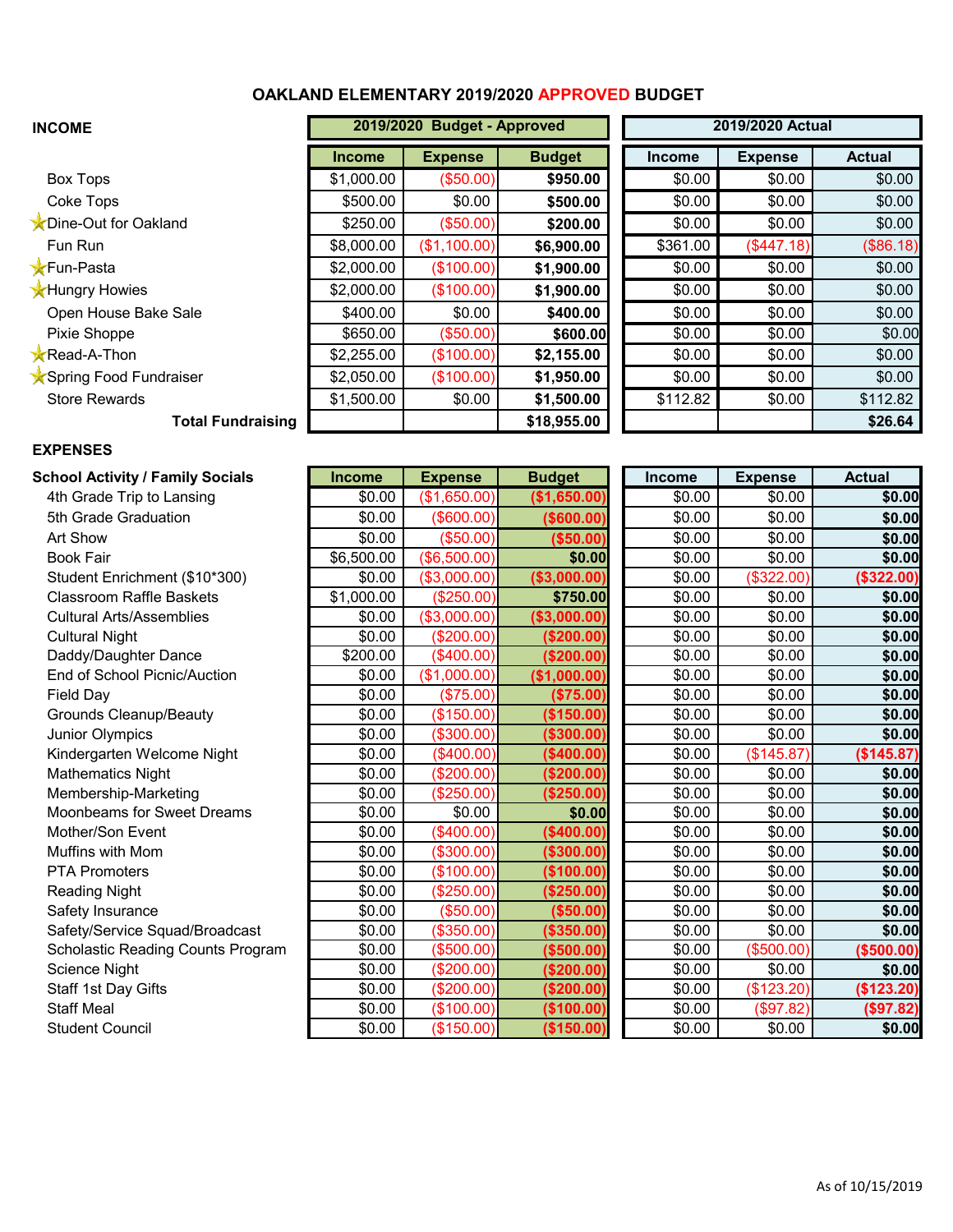# OAKLAND ELEMENTARY 2019/2020 APPROVED BUDGET

## INCOME

| | 2019/2020 Budget - Approved | | | 2019/2020 Actual | | |
|---|---|---|---|---|---|---|
| | Income | Expense | Budget | Income | Expense | Actual |
| Box Tops | $1,000.00 | ($50.00) | **$950.00** | $0.00 | $0.00 | $0.00 |
| Coke Tops | $500.00 | $0.00 | **$500.00** | $0.00 | $0.00 | $0.00 |
| ★Dine-Out for Oakland | $250.00 | ($50.00) | **$200.00** | $0.00 | $0.00 | $0.00 |
| Fun Run | $8,000.00 | ($1,100.00) | **$6,900.00** | $361.00 | ($447.18) | ($86.18) |
| ★Fun-Pasta | $2,000.00 | ($100.00) | **$1,900.00** | $0.00 | $0.00 | $0.00 |
| ★Hungry Howies | $2,000.00 | ($100.00) | **$1,900.00** | $0.00 | $0.00 | $0.00 |
| Open House Bake Sale | $400.00 | $0.00 | **$400.00** | $0.00 | $0.00 | $0.00 |
| Pixie Shoppe | $650.00 | ($50.00) | **$600.00** | $0.00 | $0.00 | $0.00 |
| ★Read-A-Thon | $2,255.00 | ($100.00) | **$2,155.00** | $0.00 | $0.00 | $0.00 |
| ★Spring Food Fundraiser | $2,050.00 | ($100.00) | **$1,950.00** | $0.00 | $0.00 | $0.00 |
| Store Rewards | $1,500.00 | $0.00 | **$1,500.00** | $112.82 | $0.00 | $112.82 |
| **Total Fundraising** | | | **$18,955.00** | | | **$26.64** |

## EXPENSES

| School Activity / Family Socials | Income | Expense | Budget | Income | Expense | Actual |
|---|---|---|---|---|---|---|
| 4th Grade Trip to Lansing | $0.00 | ($1,650.00) | **($1,650.00)** | $0.00 | $0.00 | **$0.00** |
| 5th Grade Graduation | $0.00 | ($600.00) | **($600.00)** | $0.00 | $0.00 | **$0.00** |
| Art Show | $0.00 | ($50.00) | **($50.00)** | $0.00 | $0.00 | **$0.00** |
| Book Fair | $6,500.00 | ($6,500.00) | **$0.00** | $0.00 | $0.00 | **$0.00** |
| Student Enrichment ($10*300) | $0.00 | ($3,000.00) | **($3,000.00)** | $0.00 | ($322.00) | **($322.00)** |
| Classroom Raffle Baskets | $1,000.00 | ($250.00) | **$750.00** | $0.00 | $0.00 | **$0.00** |
| Cultural Arts/Assemblies | $0.00 | ($3,000.00) | **($3,000.00)** | $0.00 | $0.00 | **$0.00** |
| Cultural Night | $0.00 | ($200.00) | **($200.00)** | $0.00 | $0.00 | **$0.00** |
| Daddy/Daughter Dance | $200.00 | ($400.00) | **($200.00)** | $0.00 | $0.00 | **$0.00** |
| End of School Picnic/Auction | $0.00 | ($1,000.00) | **($1,000.00)** | $0.00 | $0.00 | **$0.00** |
| Field Day | $0.00 | ($75.00) | **($75.00)** | $0.00 | $0.00 | **$0.00** |
| Grounds Cleanup/Beauty | $0.00 | ($150.00) | **($150.00)** | $0.00 | $0.00 | **$0.00** |
| Junior Olympics | $0.00 | ($300.00) | **($300.00)** | $0.00 | $0.00 | **$0.00** |
| Kindergarten Welcome Night | $0.00 | ($400.00) | **($400.00)** | $0.00 | ($145.87) | **($145.87)** |
| Mathematics Night | $0.00 | ($200.00) | **($200.00)** | $0.00 | $0.00 | **$0.00** |
| Membership-Marketing | $0.00 | ($250.00) | **($250.00)** | $0.00 | $0.00 | **$0.00** |
| Moonbeams for Sweet Dreams | $0.00 | $0.00 | **$0.00** | $0.00 | $0.00 | **$0.00** |
| Mother/Son Event | $0.00 | ($400.00) | **($400.00)** | $0.00 | $0.00 | **$0.00** |
| Muffins with Mom | $0.00 | ($300.00) | **($300.00)** | $0.00 | $0.00 | **$0.00** |
| PTA Promoters | $0.00 | ($100.00) | **($100.00)** | $0.00 | $0.00 | **$0.00** |
| Reading Night | $0.00 | ($250.00) | **($250.00)** | $0.00 | $0.00 | **$0.00** |
| Safety Insurance | $0.00 | ($50.00) | **($50.00)** | $0.00 | $0.00 | **$0.00** |
| Safety/Service Squad/Broadcast | $0.00 | ($350.00) | **($350.00)** | $0.00 | $0.00 | **$0.00** |
| Scholastic Reading Counts Program | $0.00 | ($500.00) | **($500.00)** | $0.00 | ($500.00) | **($500.00)** |
| Science Night | $0.00 | ($200.00) | **($200.00)** | $0.00 | $0.00 | **$0.00** |
| Staff 1st Day Gifts | $0.00 | ($200.00) | **($200.00)** | $0.00 | ($123.20) | **($123.20)** |
| Staff Meal | $0.00 | ($100.00) | **($100.00)** | $0.00 | ($97.82) | **($97.82)** |
| Student Council | $0.00 | ($150.00) | **($150.00)** | $0.00 | $0.00 | **$0.00** |

As of 10/15/2019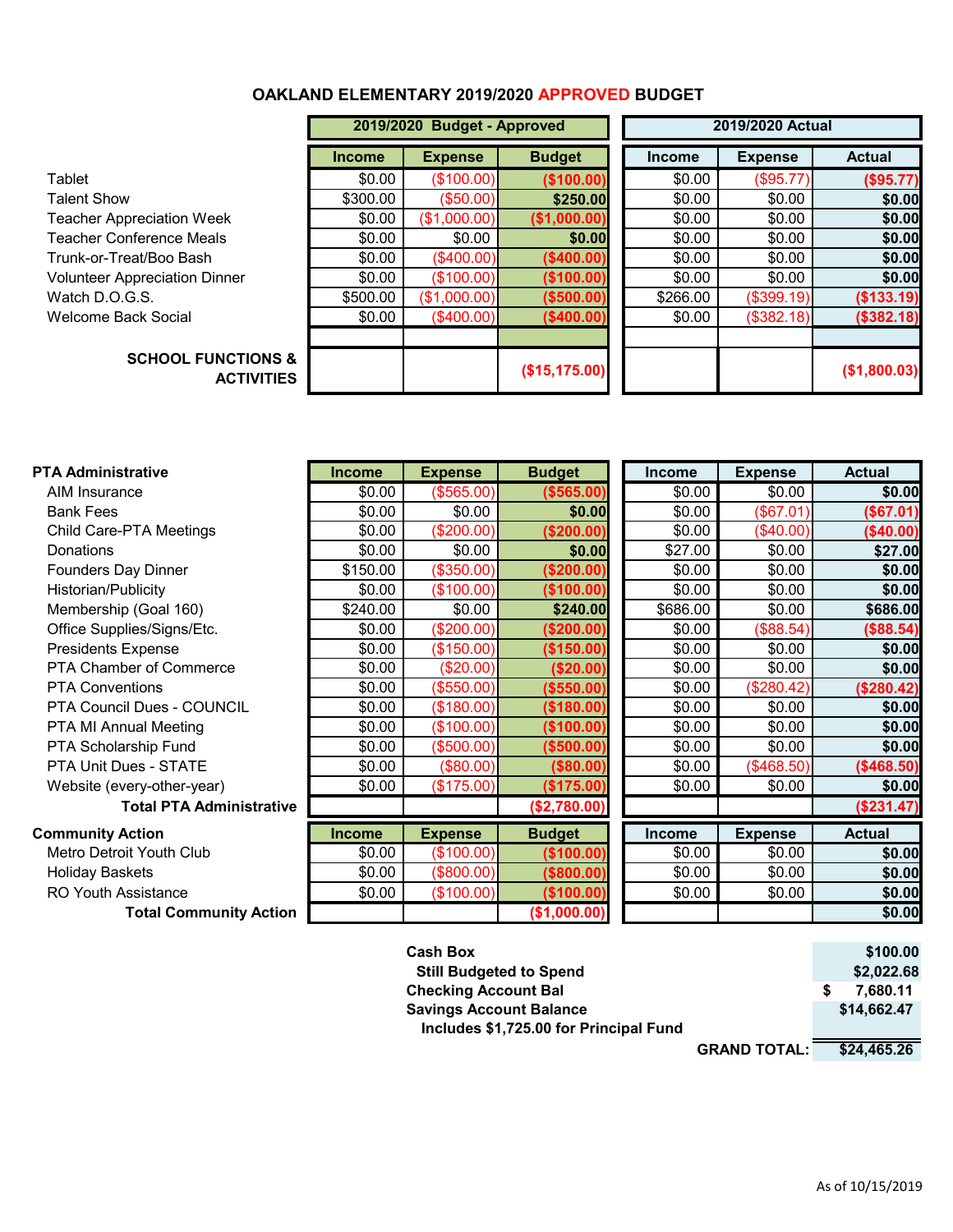# OAKLAND ELEMENTARY 2019/2020 APPROVED BUDGET

| | 2019/2020 Budget - Approved | | | 2019/2020 Actual | | |
|---|---|---|---|---|---|---|
| | **Income** | **Expense** | **Budget** | **Income** | **Expense** | **Actual** |
| Tablet | $0.00 | ($100.00) | **($100.00)** | $0.00 | ($95.77) | **($95.77)** |
| Talent Show | $300.00 | ($50.00) | **$250.00** | $0.00 | $0.00 | **$0.00** |
| Teacher Appreciation Week | $0.00 | ($1,000.00) | **($1,000.00)** | $0.00 | $0.00 | **$0.00** |
| Teacher Conference Meals | $0.00 | $0.00 | **$0.00** | $0.00 | $0.00 | **$0.00** |
| Trunk-or-Treat/Boo Bash | $0.00 | ($400.00) | **($400.00)** | $0.00 | $0.00 | **$0.00** |
| Volunteer Appreciation Dinner | $0.00 | ($100.00) | **($100.00)** | $0.00 | $0.00 | **$0.00** |
| Watch D.O.G.S. | $500.00 | ($1,000.00) | **($500.00)** | $266.00 | ($399.19) | **($133.19)** |
| Welcome Back Social | $0.00 | ($400.00) | **($400.00)** | $0.00 | ($382.18) | **($382.18)** |
| | | | | | | |
| **SCHOOL FUNCTIONS & ACTIVITIES** | | | **($15,175.00)** | | | **($1,800.03)** |

| **PTA Administrative** | **Income** | **Expense** | **Budget** | **Income** | **Expense** | **Actual** |
|---|---|---|---|---|---|---|
| AIM Insurance | $0.00 | ($565.00) | **($565.00)** | $0.00 | $0.00 | **$0.00** |
| Bank Fees | $0.00 | $0.00 | **$0.00** | $0.00 | ($67.01) | **($67.01)** |
| Child Care-PTA Meetings | $0.00 | ($200.00) | **($200.00)** | $0.00 | ($40.00) | **($40.00)** |
| Donations | $0.00 | $0.00 | **$0.00** | $27.00 | $0.00 | **$27.00** |
| Founders Day Dinner | $150.00 | ($350.00) | **($200.00)** | $0.00 | $0.00 | **$0.00** |
| Historian/Publicity | $0.00 | ($100.00) | **($100.00)** | $0.00 | $0.00 | **$0.00** |
| Membership (Goal 160) | $240.00 | $0.00 | **$240.00** | $686.00 | $0.00 | **$686.00** |
| Office Supplies/Signs/Etc. | $0.00 | ($200.00) | **($200.00)** | $0.00 | ($88.54) | **($88.54)** |
| Presidents Expense | $0.00 | ($150.00) | **($150.00)** | $0.00 | $0.00 | **$0.00** |
| PTA Chamber of Commerce | $0.00 | ($20.00) | **($20.00)** | $0.00 | $0.00 | **$0.00** |
| PTA Conventions | $0.00 | ($550.00) | **($550.00)** | $0.00 | ($280.42) | **($280.42)** |
| PTA Council Dues - COUNCIL | $0.00 | ($180.00) | **($180.00)** | $0.00 | $0.00 | **$0.00** |
| PTA MI Annual Meeting | $0.00 | ($100.00) | **($100.00)** | $0.00 | $0.00 | **$0.00** |
| PTA Scholarship Fund | $0.00 | ($500.00) | **($500.00)** | $0.00 | $0.00 | **$0.00** |
| PTA Unit Dues - STATE | $0.00 | ($80.00) | **($80.00)** | $0.00 | ($468.50) | **($468.50)** |
| Website (every-other-year) | $0.00 | ($175.00) | **($175.00)** | $0.00 | $0.00 | **$0.00** |
| **Total PTA Administrative** | | | **($2,780.00)** | | | **($231.47)** |

| **Community Action** | **Income** | **Expense** | **Budget** | **Income** | **Expense** | **Actual** |
|---|---|---|---|---|---|---|
| Metro Detroit Youth Club | $0.00 | ($100.00) | **($100.00)** | $0.00 | $0.00 | **$0.00** |
| Holiday Baskets | $0.00 | ($800.00) | **($800.00)** | $0.00 | $0.00 | **$0.00** |
| RO Youth Assistance | $0.00 | ($100.00) | **($100.00)** | $0.00 | $0.00 | **$0.00** |
| **Total Community Action** | | | **($1,000.00)** | | | **$0.00** |

| | |
|---|---|
| **Cash Box** | **$100.00** |
| **Still Budgeted to Spend** | **$2,022.68** |
| **Checking Account Bal** | **$ 7,680.11** |
| **Savings Account Balance** | **$14,662.47** |
| **Includes $1,725.00 for Principal Fund** | |
| **GRAND TOTAL:** | **$24,465.26** |

As of 10/15/2019